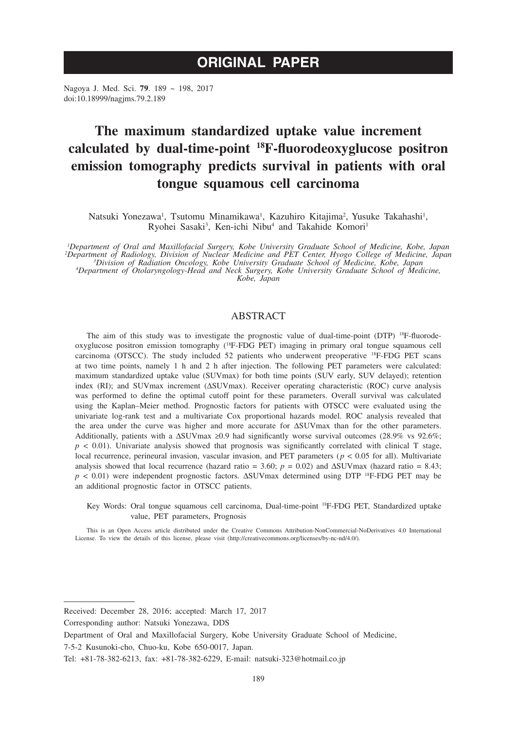# ORIGINAL PAPER

Nagoya J. Med. Sci. **79**. 189 ~ 198, 2017
doi:10.18999/nagjms.79.2.189

# The maximum standardized uptake value increment calculated by dual-time-point $^{18}$F-fluorodeoxyglucose positron emission tomography predicts survival in patients with oral tongue squamous cell carcinoma

Natsuki Yonezawa[1], Tsutomu Minamikawa[1], Kazuhiro Kitajima[2], Yusuke Takahashi[1], Ryohei Sasaki[3], Ken-ichi Nibu[4] and Takahide Komori[1]

*[1]Department of Oral and Maxillofacial Surgery, Kobe University Graduate School of Medicine, Kobe, Japan*
*[2]Department of Radiology, Division of Nuclear Medicine and PET Center, Hyogo College of Medicine, Japan*
*[3]Division of Radiation Oncology, Kobe University Graduate School of Medicine, Kobe, Japan*
*[4]Department of Otolaryngology-Head and Neck Surgery, Kobe University Graduate School of Medicine, Kobe, Japan*

## ABSTRACT

The aim of this study was to investigate the prognostic value of dual-time-point (DTP) $^{18}$F-fluorodeoxyglucose positron emission tomography ($^{18}$F-FDG PET) imaging in primary oral tongue squamous cell carcinoma (OTSCC). The study included 52 patients who underwent preoperative $^{18}$F-FDG PET scans at two time points, namely 1 h and 2 h after injection. The following PET parameters were calculated: maximum standardized uptake value (SUVmax) for both time points (SUV early, SUV delayed); retention index (RI); and SUVmax increment (ΔSUVmax). Receiver operating characteristic (ROC) curve analysis was performed to define the optimal cutoff point for these parameters. Overall survival was calculated using the Kaplan–Meier method. Prognostic factors for patients with OTSCC were evaluated using the univariate log-rank test and a multivariate Cox proportional hazards model. ROC analysis revealed that the area under the curve was higher and more accurate for ΔSUVmax than for the other parameters. Additionally, patients with a ΔSUVmax ≥0.9 had significantly worse survival outcomes (28.9% vs 92.6%; $p < 0.01$). Univariate analysis showed that prognosis was significantly correlated with clinical T stage, local recurrence, perineural invasion, vascular invasion, and PET parameters ($p < 0.05$ for all). Multivariate analysis showed that local recurrence (hazard ratio = 3.60; $p = 0.02$) and ΔSUVmax (hazard ratio = 8.43; $p < 0.01$) were independent prognostic factors. ΔSUVmax determined using DTP $^{18}$F-FDG PET may be an additional prognostic factor in OTSCC patients.

Key Words: Oral tongue squamous cell carcinoma, Dual-time-point $^{18}$F-FDG PET, Standardized uptake value, PET parameters, Prognosis

This is an Open Access article distributed under the Creative Commons Attribution-NonCommercial-NoDerivatives 4.0 International License. To view the details of this license, please visit (http://creativecommons.org/licenses/by-nc-nd/4.0/).

Received: December 28, 2016; accepted: March 17, 2017

Corresponding author: Natsuki Yonezawa, DDS

Department of Oral and Maxillofacial Surgery, Kobe University Graduate School of Medicine,

7-5-2 Kusunoki-cho, Chuo-ku, Kobe 650-0017, Japan.

Tel: +81-78-382-6213, fax: +81-78-382-6229, E-mail: natsuki-323@hotmail.co.jp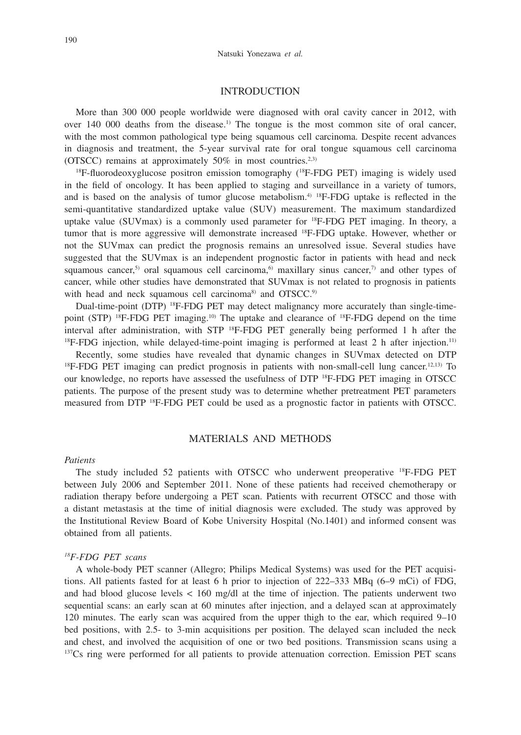## INTRODUCTION

More than 300 000 people worldwide were diagnosed with oral cavity cancer in 2012, with over 140 000 deaths from the disease.[1] The tongue is the most common site of oral cancer, with the most common pathological type being squamous cell carcinoma. Despite recent advances in diagnosis and treatment, the 5-year survival rate for oral tongue squamous cell carcinoma (OTSCC) remains at approximately 50% in most countries.[2,3]

$^{18}$F-fluorodeoxyglucose positron emission tomography ($^{18}$F-FDG PET) imaging is widely used in the field of oncology. It has been applied to staging and surveillance in a variety of tumors, and is based on the analysis of tumor glucose metabolism.[4] $^{18}$F-FDG uptake is reflected in the semi-quantitative standardized uptake value (SUV) measurement. The maximum standardized uptake value (SUVmax) is a commonly used parameter for $^{18}$F-FDG PET imaging. In theory, a tumor that is more aggressive will demonstrate increased $^{18}$F-FDG uptake. However, whether or not the SUVmax can predict the prognosis remains an unresolved issue. Several studies have suggested that the SUVmax is an independent prognostic factor in patients with head and neck squamous cancer,[5] oral squamous cell carcinoma,[6] maxillary sinus cancer,[7] and other types of cancer, while other studies have demonstrated that SUVmax is not related to prognosis in patients with head and neck squamous cell carcinoma[8] and OTSCC.[9]

Dual-time-point (DTP) $^{18}$F-FDG PET may detect malignancy more accurately than single-time-point (STP) $^{18}$F-FDG PET imaging.[10] The uptake and clearance of $^{18}$F-FDG depend on the time interval after administration, with STP $^{18}$F-FDG PET generally being performed 1 h after the $^{18}$F-FDG injection, while delayed-time-point imaging is performed at least 2 h after injection.[11]

Recently, some studies have revealed that dynamic changes in SUVmax detected on DTP $^{18}$F-FDG PET imaging can predict prognosis in patients with non-small-cell lung cancer.[12,13] To our knowledge, no reports have assessed the usefulness of DTP $^{18}$F-FDG PET imaging in OTSCC patients. The purpose of the present study was to determine whether pretreatment PET parameters measured from DTP $^{18}$F-FDG PET could be used as a prognostic factor in patients with OTSCC.

## MATERIALS AND METHODS

### *Patients*

The study included 52 patients with OTSCC who underwent preoperative $^{18}$F-FDG PET between July 2006 and September 2011. None of these patients had received chemotherapy or radiation therapy before undergoing a PET scan. Patients with recurrent OTSCC and those with a distant metastasis at the time of initial diagnosis were excluded. The study was approved by the Institutional Review Board of Kobe University Hospital (No.1401) and informed consent was obtained from all patients.

### *$^{18}$F-FDG PET scans*

A whole-body PET scanner (Allegro; Philips Medical Systems) was used for the PET acquisitions. All patients fasted for at least 6 h prior to injection of 222–333 MBq (6–9 mCi) of FDG, and had blood glucose levels < 160 mg/dl at the time of injection. The patients underwent two sequential scans: an early scan at 60 minutes after injection, and a delayed scan at approximately 120 minutes. The early scan was acquired from the upper thigh to the ear, which required 9–10 bed positions, with 2.5- to 3-min acquisitions per position. The delayed scan included the neck and chest, and involved the acquisition of one or two bed positions. Transmission scans using a $^{137}$Cs ring were performed for all patients to provide attenuation correction. Emission PET scans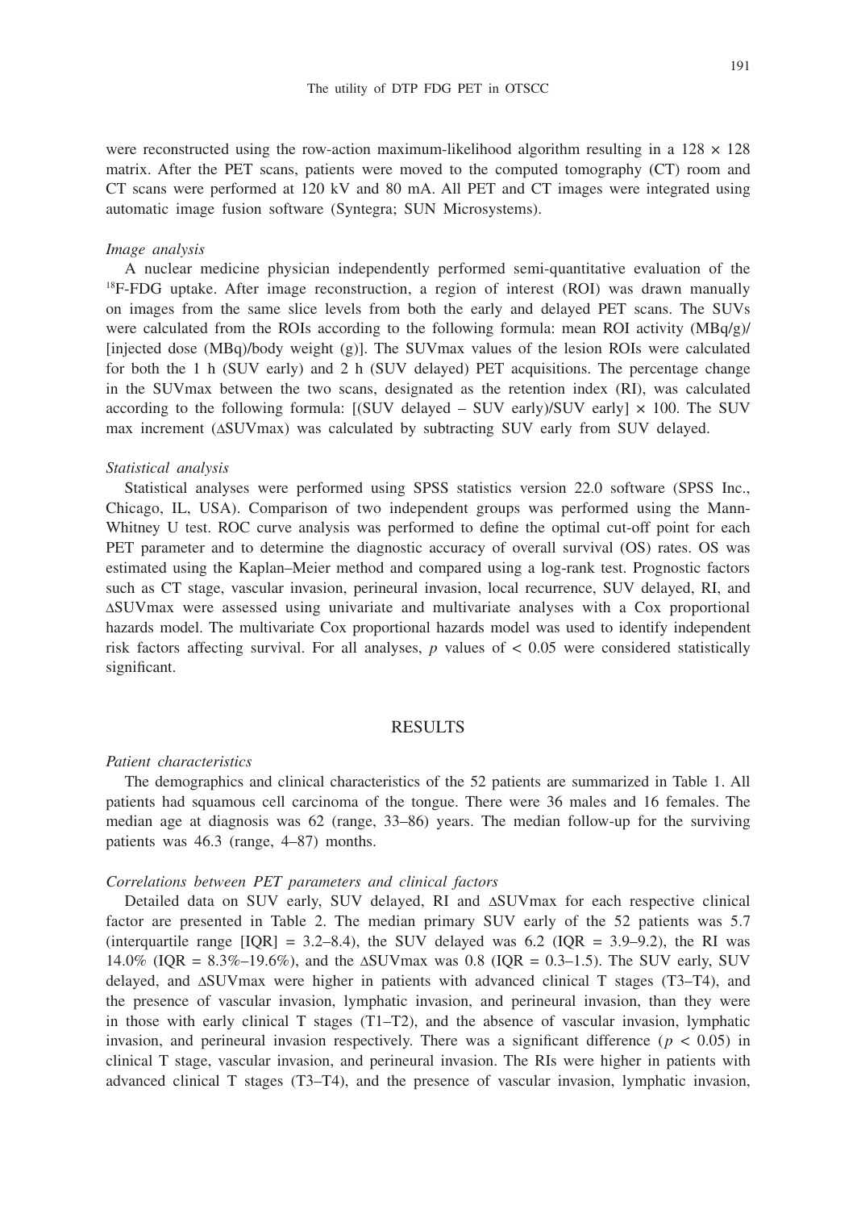were reconstructed using the row-action maximum-likelihood algorithm resulting in a $128 \times 128$ matrix. After the PET scans, patients were moved to the computed tomography (CT) room and CT scans were performed at 120 kV and 80 mA. All PET and CT images were integrated using automatic image fusion software (Syntegra; SUN Microsystems).

*Image analysis*

A nuclear medicine physician independently performed semi-quantitative evaluation of the $^{18}$F-FDG uptake. After image reconstruction, a region of interest (ROI) was drawn manually on images from the same slice levels from both the early and delayed PET scans. The SUVs were calculated from the ROIs according to the following formula: mean ROI activity (MBq/g)/[injected dose (MBq)/body weight (g)]. The SUVmax values of the lesion ROIs were calculated for both the 1 h (SUV early) and 2 h (SUV delayed) PET acquisitions. The percentage change in the SUVmax between the two scans, designated as the retention index (RI), was calculated according to the following formula: [(SUV delayed – SUV early)/SUV early] × 100. The SUV max increment (ΔSUVmax) was calculated by subtracting SUV early from SUV delayed.

*Statistical analysis*

Statistical analyses were performed using SPSS statistics version 22.0 software (SPSS Inc., Chicago, IL, USA). Comparison of two independent groups was performed using the Mann-Whitney U test. ROC curve analysis was performed to define the optimal cut-off point for each PET parameter and to determine the diagnostic accuracy of overall survival (OS) rates. OS was estimated using the Kaplan–Meier method and compared using a log-rank test. Prognostic factors such as CT stage, vascular invasion, perineural invasion, local recurrence, SUV delayed, RI, and ΔSUVmax were assessed using univariate and multivariate analyses with a Cox proportional hazards model. The multivariate Cox proportional hazards model was used to identify independent risk factors affecting survival. For all analyses, $p$ values of $< 0.05$ were considered statistically significant.

## RESULTS

*Patient characteristics*

The demographics and clinical characteristics of the 52 patients are summarized in Table 1. All patients had squamous cell carcinoma of the tongue. There were 36 males and 16 females. The median age at diagnosis was 62 (range, 33–86) years. The median follow-up for the surviving patients was 46.3 (range, 4–87) months.

*Correlations between PET parameters and clinical factors*

Detailed data on SUV early, SUV delayed, RI and ΔSUVmax for each respective clinical factor are presented in Table 2. The median primary SUV early of the 52 patients was 5.7 (interquartile range [IQR] = 3.2–8.4), the SUV delayed was 6.2 (IQR = 3.9–9.2), the RI was 14.0% (IQR = 8.3%–19.6%), and the ΔSUVmax was 0.8 (IQR = 0.3–1.5). The SUV early, SUV delayed, and ΔSUVmax were higher in patients with advanced clinical T stages (T3–T4), and the presence of vascular invasion, lymphatic invasion, and perineural invasion, than they were in those with early clinical T stages (T1–T2), and the absence of vascular invasion, lymphatic invasion, and perineural invasion respectively. There was a significant difference ($p < 0.05$) in clinical T stage, vascular invasion, and perineural invasion. The RIs were higher in patients with advanced clinical T stages (T3–T4), and the presence of vascular invasion, lymphatic invasion,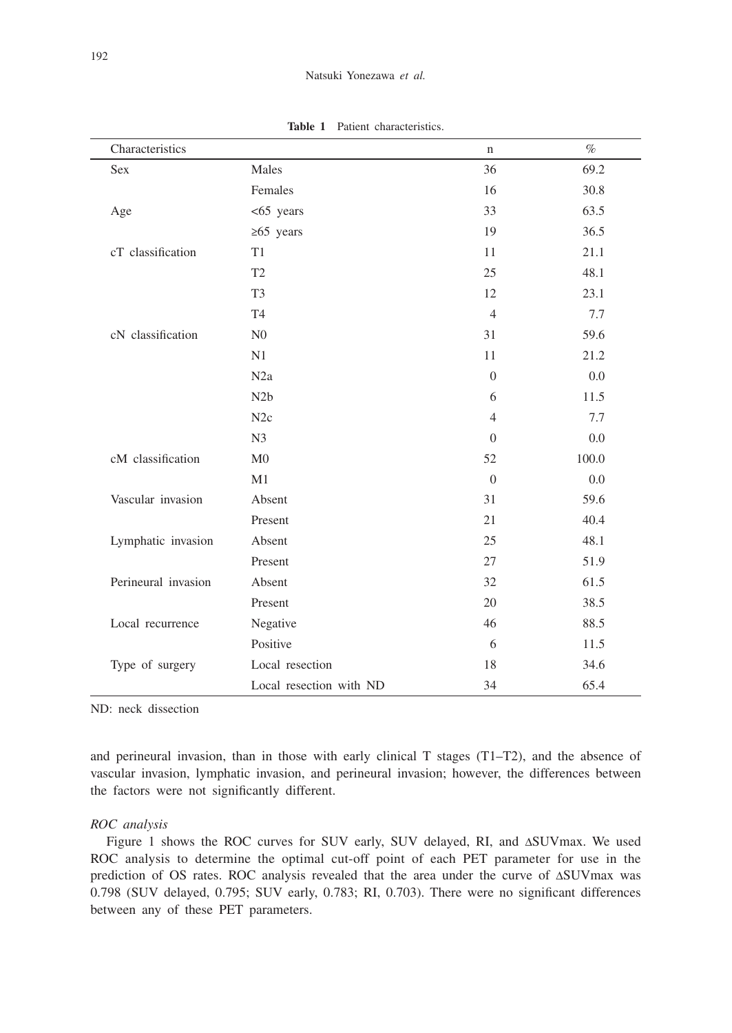**Table 1** Patient characteristics.

| Characteristics | | n | % |
|---|---|---|---|
| Sex | Males | 36 | 69.2 |
| | Females | 16 | 30.8 |
| Age | <65 years | 33 | 63.5 |
| | ≥65 years | 19 | 36.5 |
| cT classification | T1 | 11 | 21.1 |
| | T2 | 25 | 48.1 |
| | T3 | 12 | 23.1 |
| | T4 | 4 | 7.7 |
| cN classification | N0 | 31 | 59.6 |
| | N1 | 11 | 21.2 |
| | N2a | 0 | 0.0 |
| | N2b | 6 | 11.5 |
| | N2c | 4 | 7.7 |
| | N3 | 0 | 0.0 |
| cM classification | M0 | 52 | 100.0 |
| | M1 | 0 | 0.0 |
| Vascular invasion | Absent | 31 | 59.6 |
| | Present | 21 | 40.4 |
| Lymphatic invasion | Absent | 25 | 48.1 |
| | Present | 27 | 51.9 |
| Perineural invasion | Absent | 32 | 61.5 |
| | Present | 20 | 38.5 |
| Local recurrence | Negative | 46 | 88.5 |
| | Positive | 6 | 11.5 |
| Type of surgery | Local resection | 18 | 34.6 |
| | Local resection with ND | 34 | 65.4 |

ND: neck dissection

and perineural invasion, than in those with early clinical T stages (T1–T2), and the absence of vascular invasion, lymphatic invasion, and perineural invasion; however, the differences between the factors were not significantly different.

*ROC analysis*

Figure 1 shows the ROC curves for SUV early, SUV delayed, RI, and ΔSUVmax. We used ROC analysis to determine the optimal cut-off point of each PET parameter for use in the prediction of OS rates. ROC analysis revealed that the area under the curve of ΔSUVmax was 0.798 (SUV delayed, 0.795; SUV early, 0.783; RI, 0.703). There were no significant differences between any of these PET parameters.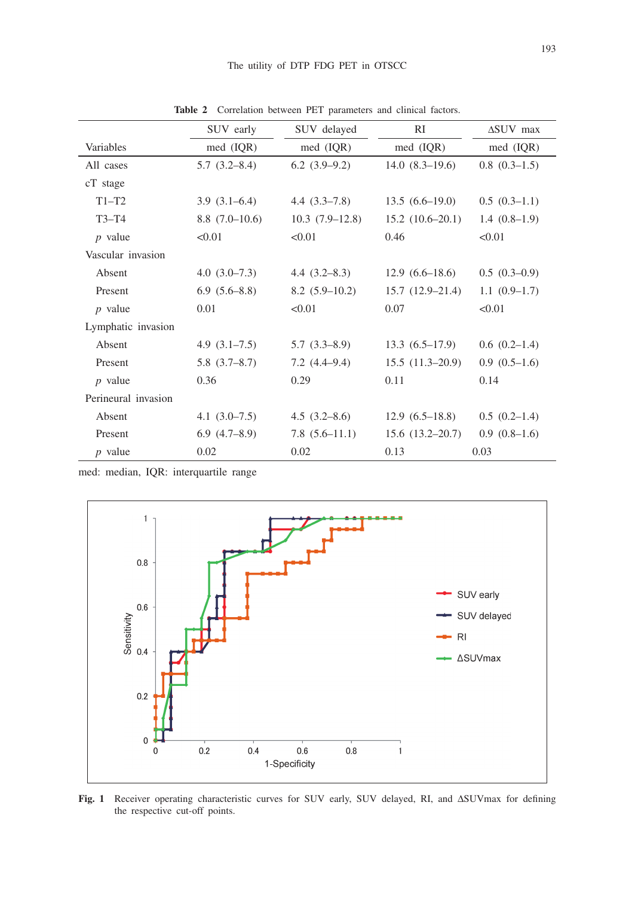**Table 2** Correlation between PET parameters and clinical factors.

| Variables | SUV early med (IQR) | SUV delayed med (IQR) | RI med (IQR) | ΔSUV max med (IQR) |
|---|---|---|---|---|
| All cases | 5.7 (3.2–8.4) | 6.2 (3.9–9.2) | 14.0 (8.3–19.6) | 0.8 (0.3–1.5) |
| cT stage | | | | |
| T1–T2 | 3.9 (3.1–6.4) | 4.4 (3.3–7.8) | 13.5 (6.6–19.0) | 0.5 (0.3–1.1) |
| T3–T4 | 8.8 (7.0–10.6) | 10.3 (7.9–12.8) | 15.2 (10.6–20.1) | 1.4 (0.8–1.9) |
| $p$ value | <0.01 | <0.01 | 0.46 | <0.01 |
| Vascular invasion | | | | |
| Absent | 4.0 (3.0–7.3) | 4.4 (3.2–8.3) | 12.9 (6.6–18.6) | 0.5 (0.3–0.9) |
| Present | 6.9 (5.6–8.8) | 8.2 (5.9–10.2) | 15.7 (12.9–21.4) | 1.1 (0.9–1.7) |
| $p$ value | 0.01 | <0.01 | 0.07 | <0.01 |
| Lymphatic invasion | | | | |
| Absent | 4.9 (3.1–7.5) | 5.7 (3.3–8.9) | 13.3 (6.5–17.9) | 0.6 (0.2–1.4) |
| Present | 5.8 (3.7–8.7) | 7.2 (4.4–9.4) | 15.5 (11.3–20.9) | 0.9 (0.5–1.6) |
| $p$ value | 0.36 | 0.29 | 0.11 | 0.14 |
| Perineural invasion | | | | |
| Absent | 4.1 (3.0–7.5) | 4.5 (3.2–8.6) | 12.9 (6.5–18.8) | 0.5 (0.2–1.4) |
| Present | 6.9 (4.7–8.9) | 7.8 (5.6–11.1) | 15.6 (13.2–20.7) | 0.9 (0.8–1.6) |
| $p$ value | 0.02 | 0.02 | 0.13 | 0.03 |

med: median, IQR: interquartile range

**Fig. 1** Receiver operating characteristic curves for SUV early, SUV delayed, RI, and ΔSUVmax for defining the respective cut-off points.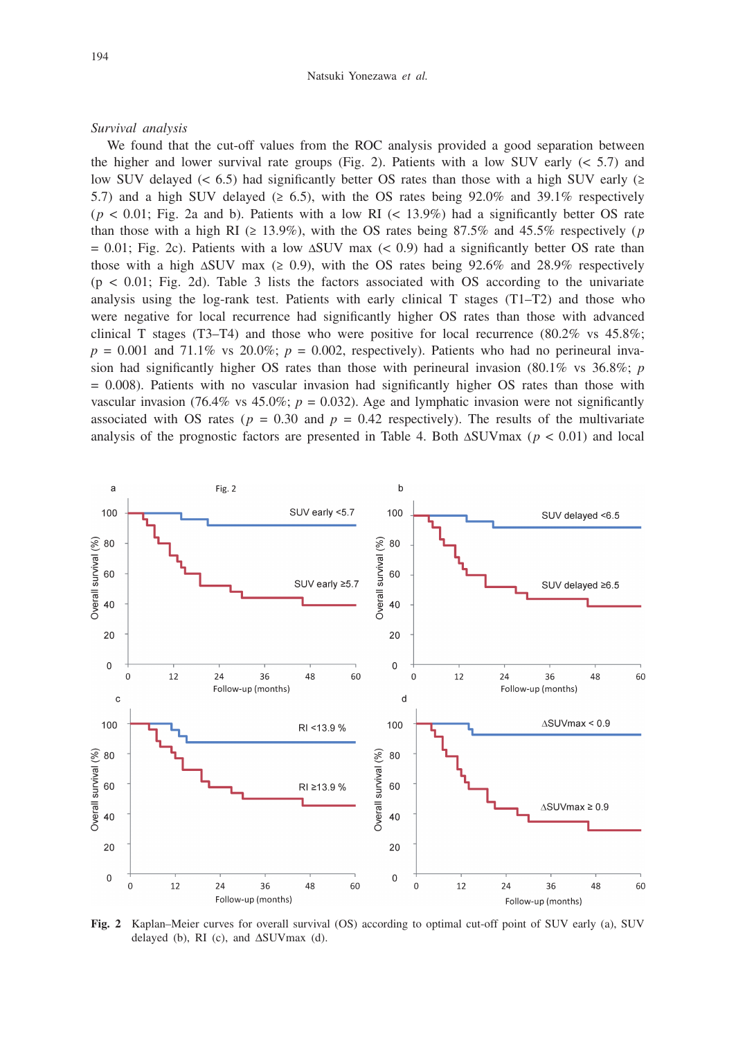*Survival analysis*

We found that the cut-off values from the ROC analysis provided a good separation between the higher and lower survival rate groups (Fig. 2). Patients with a low SUV early (< 5.7) and low SUV delayed (< 6.5) had significantly better OS rates than those with a high SUV early (≥ 5.7) and a high SUV delayed (≥ 6.5), with the OS rates being 92.0% and 39.1% respectively ($p < 0.01$; Fig. 2a and b). Patients with a low RI (< 13.9%) had a significantly better OS rate than those with a high RI (≥ 13.9%), with the OS rates being 87.5% and 45.5% respectively ($p = 0.01$; Fig. 2c). Patients with a low ΔSUV max (< 0.9) had a significantly better OS rate than those with a high ΔSUV max (≥ 0.9), with the OS rates being 92.6% and 28.9% respectively ($p < 0.01$; Fig. 2d). Table 3 lists the factors associated with OS according to the univariate analysis using the log-rank test. Patients with early clinical T stages (T1–T2) and those who were negative for local recurrence had significantly higher OS rates than those with advanced clinical T stages (T3–T4) and those who were positive for local recurrence (80.2% vs 45.8%; $p = 0.001$ and 71.1% vs 20.0%; $p = 0.002$, respectively). Patients who had no perineural invasion had significantly higher OS rates than those with perineural invasion (80.1% vs 36.8%; $p = 0.008$). Patients with no vascular invasion had significantly higher OS rates than those with vascular invasion (76.4% vs 45.0%; $p = 0.032$). Age and lymphatic invasion were not significantly associated with OS rates ($p = 0.30$ and $p = 0.42$ respectively). The results of the multivariate analysis of the prognostic factors are presented in Table 4. Both ΔSUVmax ($p < 0.01$) and local

**Fig. 2** Kaplan–Meier curves for overall survival (OS) according to optimal cut-off point of SUV early (a), SUV delayed (b), RI (c), and ΔSUVmax (d).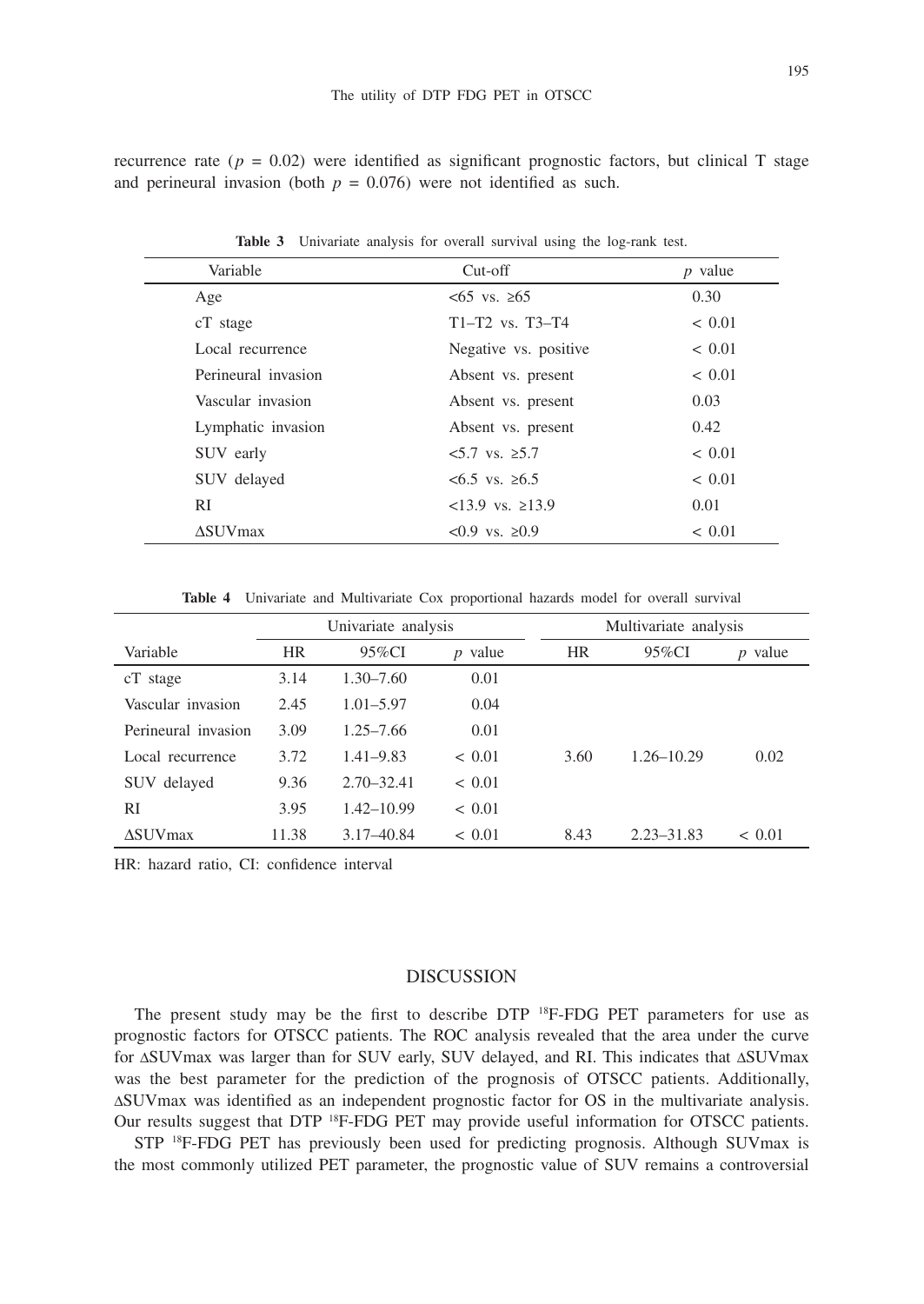recurrence rate ($p$ = 0.02) were identified as significant prognostic factors, but clinical T stage and perineural invasion (both $p$ = 0.076) were not identified as such.

**Table 3** Univariate analysis for overall survival using the log-rank test.

| Variable | Cut-off | $p$ value |
|---|---|---|
| Age | <65 vs. ≥65 | 0.30 |
| cT stage | T1–T2 vs. T3–T4 | < 0.01 |
| Local recurrence | Negative vs. positive | < 0.01 |
| Perineural invasion | Absent vs. present | < 0.01 |
| Vascular invasion | Absent vs. present | 0.03 |
| Lymphatic invasion | Absent vs. present | 0.42 |
| SUV early | <5.7 vs. ≥5.7 | < 0.01 |
| SUV delayed | <6.5 vs. ≥6.5 | < 0.01 |
| RI | <13.9 vs. ≥13.9 | 0.01 |
| ΔSUVmax | <0.9 vs. ≥0.9 | < 0.01 |

**Table 4** Univariate and Multivariate Cox proportional hazards model for overall survival

| | Univariate analysis | | | Multivariate analysis | | |
|---|---|---|---|---|---|---|
| Variable | HR | 95%CI | $p$ value | HR | 95%CI | $p$ value |
| cT stage | 3.14 | 1.30–7.60 | 0.01 | | | |
| Vascular invasion | 2.45 | 1.01–5.97 | 0.04 | | | |
| Perineural invasion | 3.09 | 1.25–7.66 | 0.01 | | | |
| Local recurrence | 3.72 | 1.41–9.83 | < 0.01 | 3.60 | 1.26–10.29 | 0.02 |
| SUV delayed | 9.36 | 2.70–32.41 | < 0.01 | | | |
| RI | 3.95 | 1.42–10.99 | < 0.01 | | | |
| ΔSUVmax | 11.38 | 3.17–40.84 | < 0.01 | 8.43 | 2.23–31.83 | < 0.01 |

HR: hazard ratio, CI: confidence interval

## DISCUSSION

The present study may be the first to describe DTP $^{18}$F-FDG PET parameters for use as prognostic factors for OTSCC patients. The ROC analysis revealed that the area under the curve for ΔSUVmax was larger than for SUV early, SUV delayed, and RI. This indicates that ΔSUVmax was the best parameter for the prediction of the prognosis of OTSCC patients. Additionally, ΔSUVmax was identified as an independent prognostic factor for OS in the multivariate analysis. Our results suggest that DTP $^{18}$F-FDG PET may provide useful information for OTSCC patients.

STP $^{18}$F-FDG PET has previously been used for predicting prognosis. Although SUVmax is the most commonly utilized PET parameter, the prognostic value of SUV remains a controversial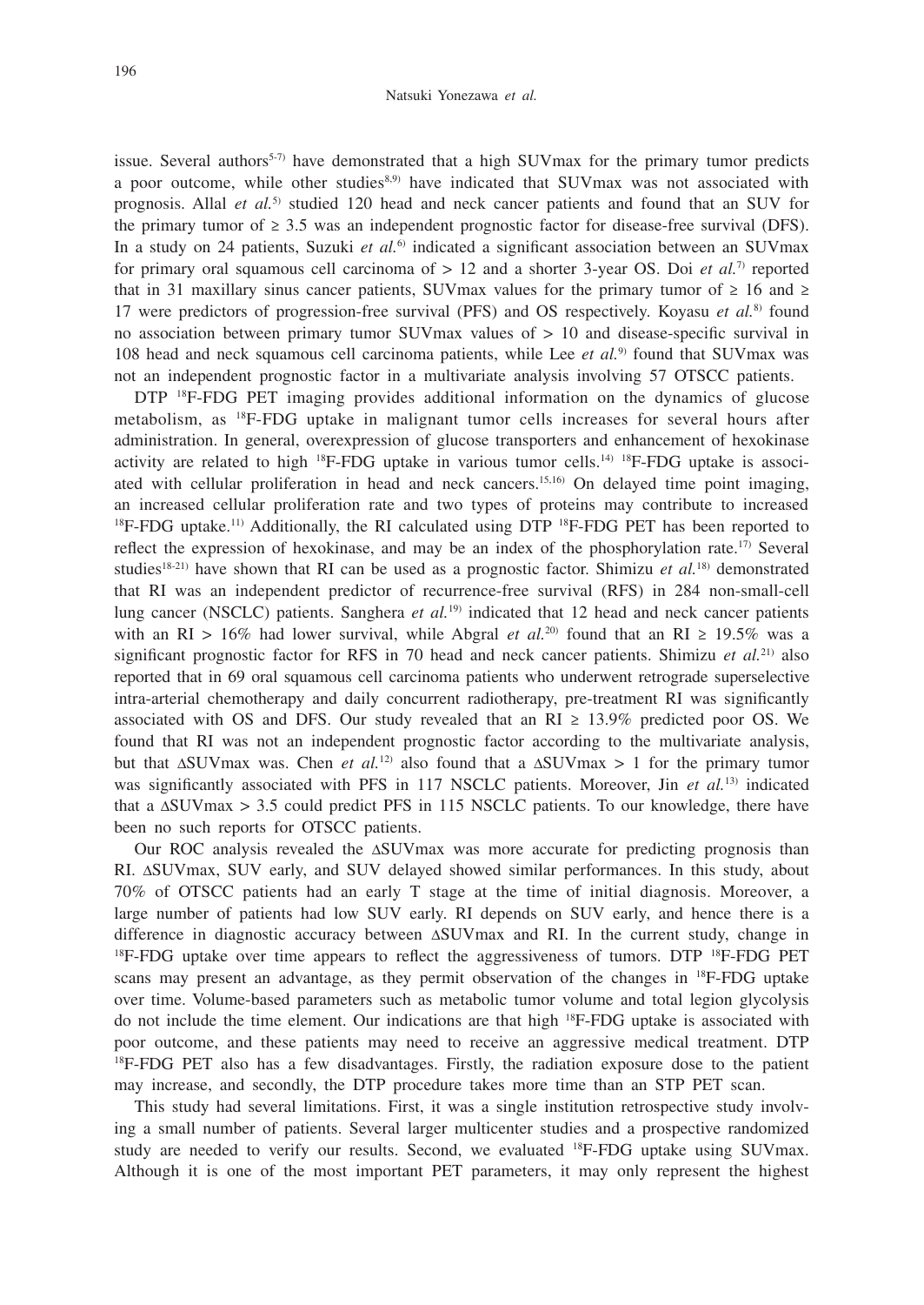issue. Several authors[5-7] have demonstrated that a high SUVmax for the primary tumor predicts a poor outcome, while other studies[8,9] have indicated that SUVmax was not associated with prognosis. Allal *et al.*[5] studied 120 head and neck cancer patients and found that an SUV for the primary tumor of $\geq 3.5$ was an independent prognostic factor for disease-free survival (DFS). In a study on 24 patients, Suzuki *et al.*[6] indicated a significant association between an SUVmax for primary oral squamous cell carcinoma of $> 12$ and a shorter 3-year OS. Doi *et al.*[7] reported that in 31 maxillary sinus cancer patients, SUVmax values for the primary tumor of $\geq 16$ and $\geq 17$ were predictors of progression-free survival (PFS) and OS respectively. Koyasu *et al.*[8] found no association between primary tumor SUVmax values of $> 10$ and disease-specific survival in 108 head and neck squamous cell carcinoma patients, while Lee *et al.*[9] found that SUVmax was not an independent prognostic factor in a multivariate analysis involving 57 OTSCC patients.

DTP $^{18}$F-FDG PET imaging provides additional information on the dynamics of glucose metabolism, as $^{18}$F-FDG uptake in malignant tumor cells increases for several hours after administration. In general, overexpression of glucose transporters and enhancement of hexokinase activity are related to high $^{18}$F-FDG uptake in various tumor cells.[14] $^{18}$F-FDG uptake is associated with cellular proliferation in head and neck cancers.[15,16] On delayed time point imaging, an increased cellular proliferation rate and two types of proteins may contribute to increased $^{18}$F-FDG uptake.[11] Additionally, the RI calculated using DTP $^{18}$F-FDG PET has been reported to reflect the expression of hexokinase, and may be an index of the phosphorylation rate.[17] Several studies[18-21] have shown that RI can be used as a prognostic factor. Shimizu *et al.*[18] demonstrated that RI was an independent predictor of recurrence-free survival (RFS) in 284 non-small-cell lung cancer (NSCLC) patients. Sanghera *et al.*[19] indicated that 12 head and neck cancer patients with an RI $> 16\%$ had lower survival, while Abgral *et al.*[20] found that an RI $\geq 19.5\%$ was a significant prognostic factor for RFS in 70 head and neck cancer patients. Shimizu *et al.*[21] also reported that in 69 oral squamous cell carcinoma patients who underwent retrograde superselective intra-arterial chemotherapy and daily concurrent radiotherapy, pre-treatment RI was significantly associated with OS and DFS. Our study revealed that an RI $\geq 13.9\%$ predicted poor OS. We found that RI was not an independent prognostic factor according to the multivariate analysis, but that $\Delta$SUVmax was. Chen *et al.*[12] also found that a $\Delta$SUVmax $> 1$ for the primary tumor was significantly associated with PFS in 117 NSCLC patients. Moreover, Jin *et al.*[13] indicated that a $\Delta$SUVmax $> 3.5$ could predict PFS in 115 NSCLC patients. To our knowledge, there have been no such reports for OTSCC patients.

Our ROC analysis revealed the $\Delta$SUVmax was more accurate for predicting prognosis than RI. $\Delta$SUVmax, SUV early, and SUV delayed showed similar performances. In this study, about 70% of OTSCC patients had an early T stage at the time of initial diagnosis. Moreover, a large number of patients had low SUV early. RI depends on SUV early, and hence there is a difference in diagnostic accuracy between $\Delta$SUVmax and RI. In the current study, change in $^{18}$F-FDG uptake over time appears to reflect the aggressiveness of tumors. DTP $^{18}$F-FDG PET scans may present an advantage, as they permit observation of the changes in $^{18}$F-FDG uptake over time. Volume-based parameters such as metabolic tumor volume and total legion glycolysis do not include the time element. Our indications are that high $^{18}$F-FDG uptake is associated with poor outcome, and these patients may need to receive an aggressive medical treatment. DTP $^{18}$F-FDG PET also has a few disadvantages. Firstly, the radiation exposure dose to the patient may increase, and secondly, the DTP procedure takes more time than an STP PET scan.

This study had several limitations. First, it was a single institution retrospective study involving a small number of patients. Several larger multicenter studies and a prospective randomized study are needed to verify our results. Second, we evaluated $^{18}$F-FDG uptake using SUVmax. Although it is one of the most important PET parameters, it may only represent the highest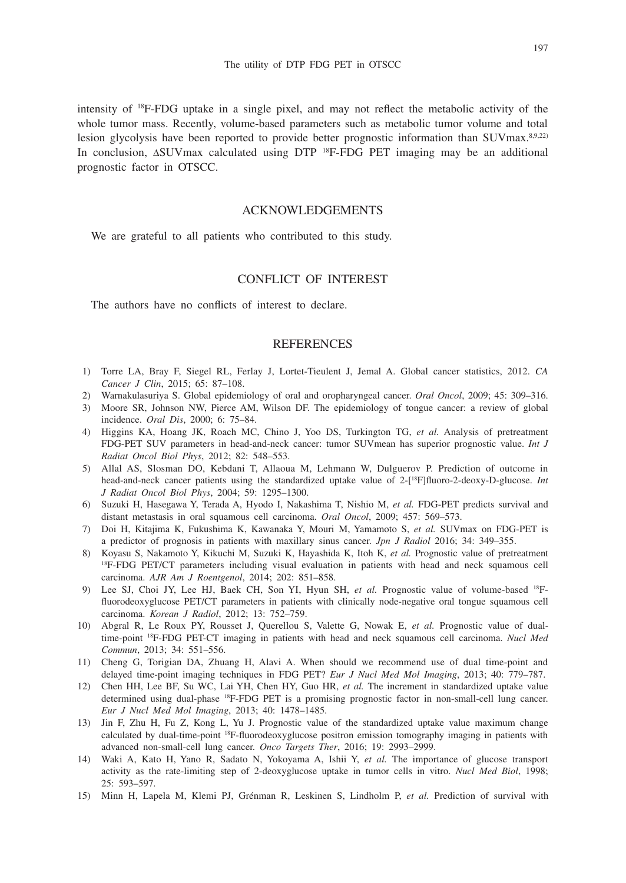intensity of $^{18}$F-FDG uptake in a single pixel, and may not reflect the metabolic activity of the whole tumor mass. Recently, volume-based parameters such as metabolic tumor volume and total lesion glycolysis have been reported to provide better prognostic information than SUVmax.[8,9,22) In conclusion, ΔSUVmax calculated using DTP $^{18}$F-FDG PET imaging may be an additional prognostic factor in OTSCC.

## ACKNOWLEDGEMENTS

We are grateful to all patients who contributed to this study.

## CONFLICT OF INTEREST

The authors have no conflicts of interest to declare.

## REFERENCES

1) Torre LA, Bray F, Siegel RL, Ferlay J, Lortet-Tieulent J, Jemal A. Global cancer statistics, 2012. *CA Cancer J Clin*, 2015; 65: 87–108.
2) Warnakulasuriya S. Global epidemiology of oral and oropharyngeal cancer. *Oral Oncol*, 2009; 45: 309–316.
3) Moore SR, Johnson NW, Pierce AM, Wilson DF. The epidemiology of tongue cancer: a review of global incidence. *Oral Dis*, 2000; 6: 75–84.
4) Higgins KA, Hoang JK, Roach MC, Chino J, Yoo DS, Turkington TG, *et al.* Analysis of pretreatment FDG-PET SUV parameters in head-and-neck cancer: tumor SUVmean has superior prognostic value. *Int J Radiat Oncol Biol Phys*, 2012; 82: 548–553.
5) Allal AS, Slosman DO, Kebdani T, Allaoua M, Lehmann W, Dulguerov P. Prediction of outcome in head-and-neck cancer patients using the standardized uptake value of 2-[$^{18}$F]fluoro-2-deoxy-D-glucose. *Int J Radiat Oncol Biol Phys*, 2004; 59: 1295–1300.
6) Suzuki H, Hasegawa Y, Terada A, Hyodo I, Nakashima T, Nishio M, *et al.* FDG-PET predicts survival and distant metastasis in oral squamous cell carcinoma. *Oral Oncol*, 2009; 457: 569–573.
7) Doi H, Kitajima K, Fukushima K, Kawanaka Y, Mouri M, Yamamoto S, *et al.* SUVmax on FDG-PET is a predictor of prognosis in patients with maxillary sinus cancer. *Jpn J Radiol* 2016; 34: 349–355.
8) Koyasu S, Nakamoto Y, Kikuchi M, Suzuki K, Hayashida K, Itoh K, *et al.* Prognostic value of pretreatment $^{18}$F-FDG PET/CT parameters including visual evaluation in patients with head and neck squamous cell carcinoma. *AJR Am J Roentgenol*, 2014; 202: 851–858.
9) Lee SJ, Choi JY, Lee HJ, Baek CH, Son YI, Hyun SH, *et al.* Prognostic value of volume-based $^{18}$F-fluorodeoxyglucose PET/CT parameters in patients with clinically node-negative oral tongue squamous cell carcinoma. *Korean J Radiol*, 2012; 13: 752–759.
10) Abgral R, Le Roux PY, Rousset J, Querellou S, Valette G, Nowak E, *et al.* Prognostic value of dual-time-point $^{18}$F-FDG PET-CT imaging in patients with head and neck squamous cell carcinoma. *Nucl Med Commun*, 2013; 34: 551–556.
11) Cheng G, Torigian DA, Zhuang H, Alavi A. When should we recommend use of dual time-point and delayed time-point imaging techniques in FDG PET? *Eur J Nucl Med Mol Imaging*, 2013; 40: 779–787.
12) Chen HH, Lee BF, Su WC, Lai YH, Chen HY, Guo HR, *et al.* The increment in standardized uptake value determined using dual-phase $^{18}$F-FDG PET is a promising prognostic factor in non-small-cell lung cancer. *Eur J Nucl Med Mol Imaging*, 2013; 40: 1478–1485.
13) Jin F, Zhu H, Fu Z, Kong L, Yu J. Prognostic value of the standardized uptake value maximum change calculated by dual-time-point $^{18}$F-fluorodeoxyglucose positron emission tomography imaging in patients with advanced non-small-cell lung cancer. *Onco Targets Ther*, 2016; 19: 2993–2999.
14) Waki A, Kato H, Yano R, Sadato N, Yokoyama A, Ishii Y, *et al.* The importance of glucose transport activity as the rate-limiting step of 2-deoxyglucose uptake in tumor cells in vitro. *Nucl Med Biol*, 1998; 25: 593–597.
15) Minn H, Lapela M, Klemi PJ, Grénman R, Leskinen S, Lindholm P, *et al.* Prediction of survival with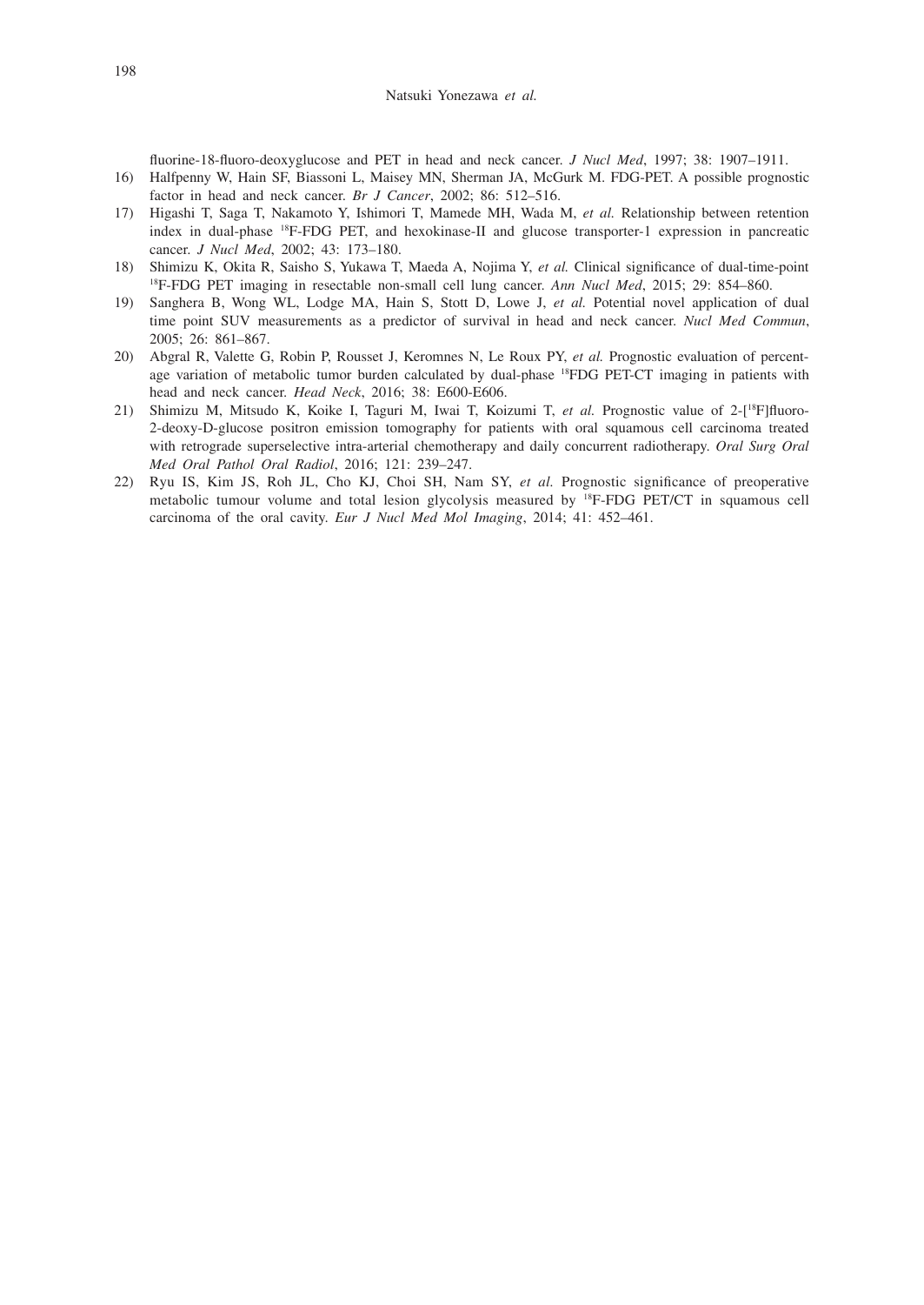fluorine-18-fluoro-deoxyglucose and PET in head and neck cancer. *J Nucl Med*, 1997; 38: 1907–1911.

16) Halfpenny W, Hain SF, Biassoni L, Maisey MN, Sherman JA, McGurk M. FDG-PET. A possible prognostic factor in head and neck cancer. *Br J Cancer*, 2002; 86: 512–516.
17) Higashi T, Saga T, Nakamoto Y, Ishimori T, Mamede MH, Wada M, *et al.* Relationship between retention index in dual-phase $^{18}$F-FDG PET, and hexokinase-II and glucose transporter-1 expression in pancreatic cancer. *J Nucl Med*, 2002; 43: 173–180.
18) Shimizu K, Okita R, Saisho S, Yukawa T, Maeda A, Nojima Y, *et al.* Clinical significance of dual-time-point $^{18}$F-FDG PET imaging in resectable non-small cell lung cancer. *Ann Nucl Med*, 2015; 29: 854–860.
19) Sanghera B, Wong WL, Lodge MA, Hain S, Stott D, Lowe J, *et al.* Potential novel application of dual time point SUV measurements as a predictor of survival in head and neck cancer. *Nucl Med Commun*, 2005; 26: 861–867.
20) Abgral R, Valette G, Robin P, Rousset J, Keromnes N, Le Roux PY, *et al.* Prognostic evaluation of percentage variation of metabolic tumor burden calculated by dual-phase $^{18}$FDG PET-CT imaging in patients with head and neck cancer. *Head Neck*, 2016; 38: E600-E606.
21) Shimizu M, Mitsudo K, Koike I, Taguri M, Iwai T, Koizumi T, *et al.* Prognostic value of 2-[$^{18}$F]fluoro-2-deoxy-D-glucose positron emission tomography for patients with oral squamous cell carcinoma treated with retrograde superselective intra-arterial chemotherapy and daily concurrent radiotherapy. *Oral Surg Oral Med Oral Pathol Oral Radiol*, 2016; 121: 239–247.
22) Ryu IS, Kim JS, Roh JL, Cho KJ, Choi SH, Nam SY, *et al.* Prognostic significance of preoperative metabolic tumour volume and total lesion glycolysis measured by $^{18}$F-FDG PET/CT in squamous cell carcinoma of the oral cavity. *Eur J Nucl Med Mol Imaging*, 2014; 41: 452–461.